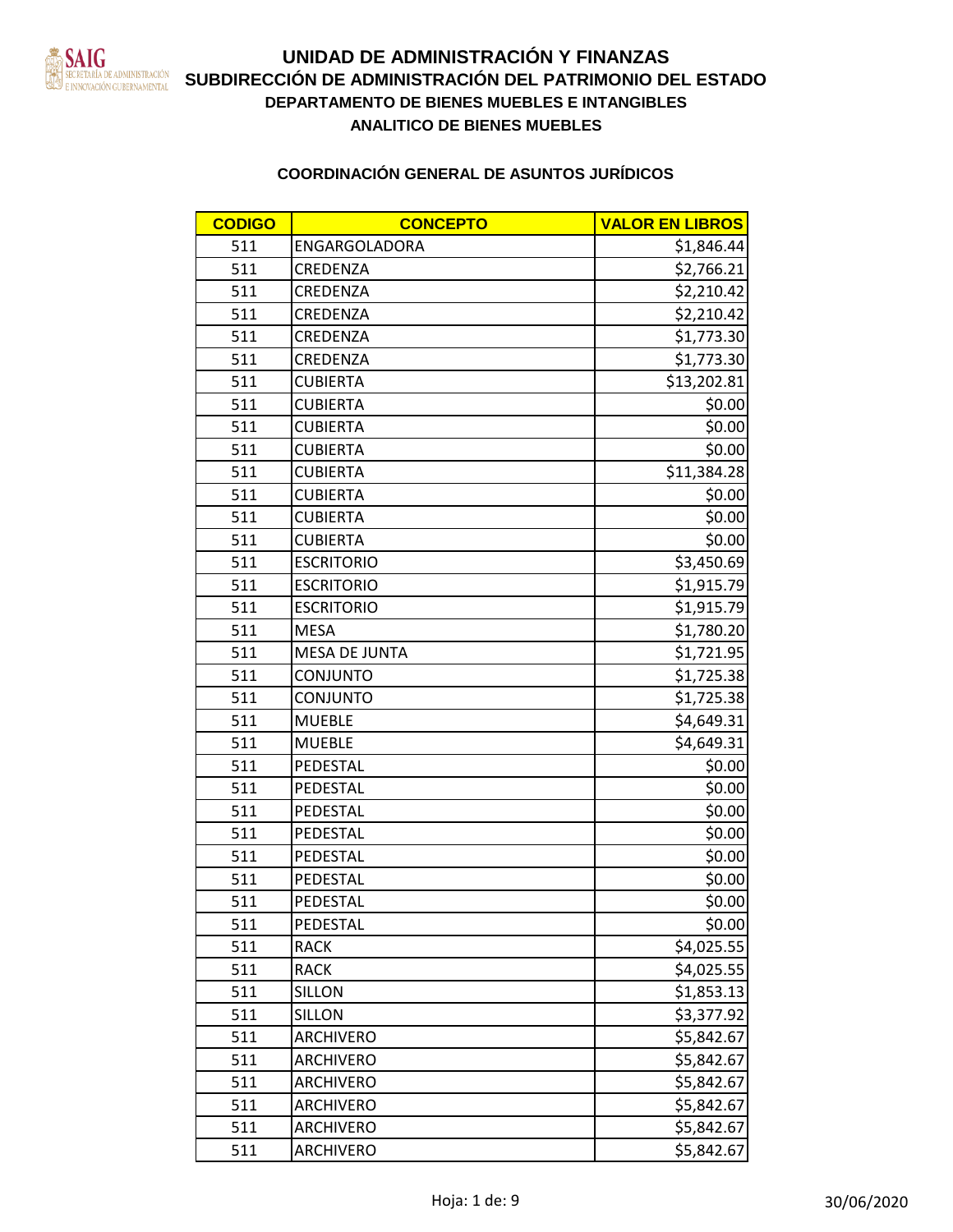# UNIDAD DE ADMINISTRACIÓN Y FINANZAS

## SUBDIRECCIÓN DE ADMINISTRACIÓN DEL PATRIMONIO DEL ESTADO

### DEPARTAMENTO DE BIENES MUEBLES E INTANGIBLES

### ANALITICO DE BIENES MUEBLES

### COORDINACIÓN GENERAL DE ASUNTOS JURÍDICOS

| CODIGO | CONCEPTO | VALOR EN LIBROS |
|---|---|---|
| 511 | ENGARGOLADORA | $1,846.44 |
| 511 | CREDENZA | $2,766.21 |
| 511 | CREDENZA | $2,210.42 |
| 511 | CREDENZA | $2,210.42 |
| 511 | CREDENZA | $1,773.30 |
| 511 | CREDENZA | $1,773.30 |
| 511 | CUBIERTA | $13,202.81 |
| 511 | CUBIERTA | $0.00 |
| 511 | CUBIERTA | $0.00 |
| 511 | CUBIERTA | $0.00 |
| 511 | CUBIERTA | $11,384.28 |
| 511 | CUBIERTA | $0.00 |
| 511 | CUBIERTA | $0.00 |
| 511 | CUBIERTA | $0.00 |
| 511 | ESCRITORIO | $3,450.69 |
| 511 | ESCRITORIO | $1,915.79 |
| 511 | ESCRITORIO | $1,915.79 |
| 511 | MESA | $1,780.20 |
| 511 | MESA DE JUNTA | $1,721.95 |
| 511 | CONJUNTO | $1,725.38 |
| 511 | CONJUNTO | $1,725.38 |
| 511 | MUEBLE | $4,649.31 |
| 511 | MUEBLE | $4,649.31 |
| 511 | PEDESTAL | $0.00 |
| 511 | PEDESTAL | $0.00 |
| 511 | PEDESTAL | $0.00 |
| 511 | PEDESTAL | $0.00 |
| 511 | PEDESTAL | $0.00 |
| 511 | PEDESTAL | $0.00 |
| 511 | PEDESTAL | $0.00 |
| 511 | PEDESTAL | $0.00 |
| 511 | RACK | $4,025.55 |
| 511 | RACK | $4,025.55 |
| 511 | SILLON | $1,853.13 |
| 511 | SILLON | $3,377.92 |
| 511 | ARCHIVERO | $5,842.67 |
| 511 | ARCHIVERO | $5,842.67 |
| 511 | ARCHIVERO | $5,842.67 |
| 511 | ARCHIVERO | $5,842.67 |
| 511 | ARCHIVERO | $5,842.67 |
| 511 | ARCHIVERO | $5,842.67 |

30/06/2020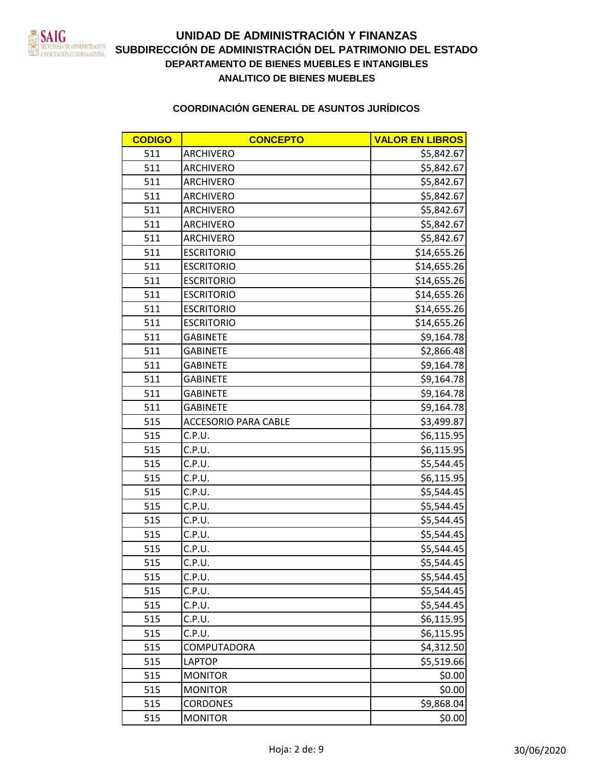# UNIDAD DE ADMINISTRACIÓN Y FINANZAS

## SUBDIRECCIÓN DE ADMINISTRACIÓN DEL PATRIMONIO DEL ESTADO

### DEPARTAMENTO DE BIENES MUEBLES E INTANGIBLES

### ANALITICO DE BIENES MUEBLES

### COORDINACIÓN GENERAL DE ASUNTOS JURÍDICOS

| CODIGO | CONCEPTO | VALOR EN LIBROS |
|---|---|---|
| 511 | ARCHIVERO | $5,842.67 |
| 511 | ARCHIVERO | $5,842.67 |
| 511 | ARCHIVERO | $5,842.67 |
| 511 | ARCHIVERO | $5,842.67 |
| 511 | ARCHIVERO | $5,842.67 |
| 511 | ARCHIVERO | $5,842.67 |
| 511 | ARCHIVERO | $5,842.67 |
| 511 | ESCRITORIO | $14,655.26 |
| 511 | ESCRITORIO | $14,655.26 |
| 511 | ESCRITORIO | $14,655.26 |
| 511 | ESCRITORIO | $14,655.26 |
| 511 | ESCRITORIO | $14,655.26 |
| 511 | ESCRITORIO | $14,655.26 |
| 511 | GABINETE | $9,164.78 |
| 511 | GABINETE | $2,866.48 |
| 511 | GABINETE | $9,164.78 |
| 511 | GABINETE | $9,164.78 |
| 511 | GABINETE | $9,164.78 |
| 511 | GABINETE | $9,164.78 |
| 515 | ACCESORIO PARA CABLE | $3,499.87 |
| 515 | C.P.U. | $6,115.95 |
| 515 | C.P.U. | $6,115.95 |
| 515 | C.P.U. | $5,544.45 |
| 515 | C.P.U. | $6,115.95 |
| 515 | C.P.U. | $5,544.45 |
| 515 | C.P.U. | $5,544.45 |
| 515 | C.P.U. | $5,544.45 |
| 515 | C.P.U. | $5,544.45 |
| 515 | C.P.U. | $5,544.45 |
| 515 | C.P.U. | $5,544.45 |
| 515 | C.P.U. | $5,544.45 |
| 515 | C.P.U. | $5,544.45 |
| 515 | C.P.U. | $5,544.45 |
| 515 | C.P.U. | $6,115.95 |
| 515 | C.P.U. | $6,115.95 |
| 515 | COMPUTADORA | $4,312.50 |
| 515 | LAPTOP | $5,519.66 |
| 515 | MONITOR | $0.00 |
| 515 | MONITOR | $0.00 |
| 515 | CORDONES | $9,868.04 |
| 515 | MONITOR | $0.00 |

30/06/2020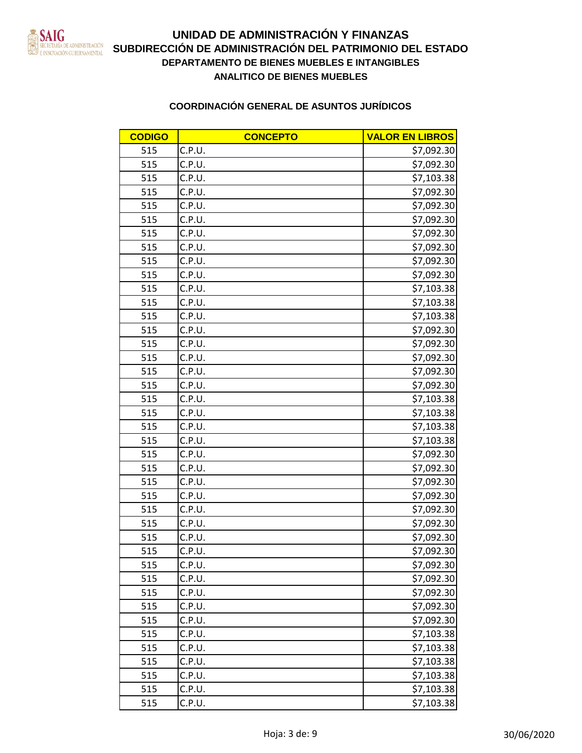# UNIDAD DE ADMINISTRACIÓN Y FINANZAS
## SUBDIRECCIÓN DE ADMINISTRACIÓN DEL PATRIMONIO DEL ESTADO
### DEPARTAMENTO DE BIENES MUEBLES E INTANGIBLES
### ANALITICO DE BIENES MUEBLES

### COORDINACIÓN GENERAL DE ASUNTOS JURÍDICOS

| CODIGO | CONCEPTO | VALOR EN LIBROS |
|---|---|---|
| 515 | C.P.U. | $7,092.30 |
| 515 | C.P.U. | $7,092.30 |
| 515 | C.P.U. | $7,103.38 |
| 515 | C.P.U. | $7,092.30 |
| 515 | C.P.U. | $7,092.30 |
| 515 | C.P.U. | $7,092.30 |
| 515 | C.P.U. | $7,092.30 |
| 515 | C.P.U. | $7,092.30 |
| 515 | C.P.U. | $7,092.30 |
| 515 | C.P.U. | $7,092.30 |
| 515 | C.P.U. | $7,103.38 |
| 515 | C.P.U. | $7,103.38 |
| 515 | C.P.U. | $7,103.38 |
| 515 | C.P.U. | $7,092.30 |
| 515 | C.P.U. | $7,092.30 |
| 515 | C.P.U. | $7,092.30 |
| 515 | C.P.U. | $7,092.30 |
| 515 | C.P.U. | $7,092.30 |
| 515 | C.P.U. | $7,103.38 |
| 515 | C.P.U. | $7,103.38 |
| 515 | C.P.U. | $7,103.38 |
| 515 | C.P.U. | $7,103.38 |
| 515 | C.P.U. | $7,092.30 |
| 515 | C.P.U. | $7,092.30 |
| 515 | C.P.U. | $7,092.30 |
| 515 | C.P.U. | $7,092.30 |
| 515 | C.P.U. | $7,092.30 |
| 515 | C.P.U. | $7,092.30 |
| 515 | C.P.U. | $7,092.30 |
| 515 | C.P.U. | $7,092.30 |
| 515 | C.P.U. | $7,092.30 |
| 515 | C.P.U. | $7,092.30 |
| 515 | C.P.U. | $7,092.30 |
| 515 | C.P.U. | $7,092.30 |
| 515 | C.P.U. | $7,092.30 |
| 515 | C.P.U. | $7,103.38 |
| 515 | C.P.U. | $7,103.38 |
| 515 | C.P.U. | $7,103.38 |
| 515 | C.P.U. | $7,103.38 |
| 515 | C.P.U. | $7,103.38 |
| 515 | C.P.U. | $7,103.38 |

30/06/2020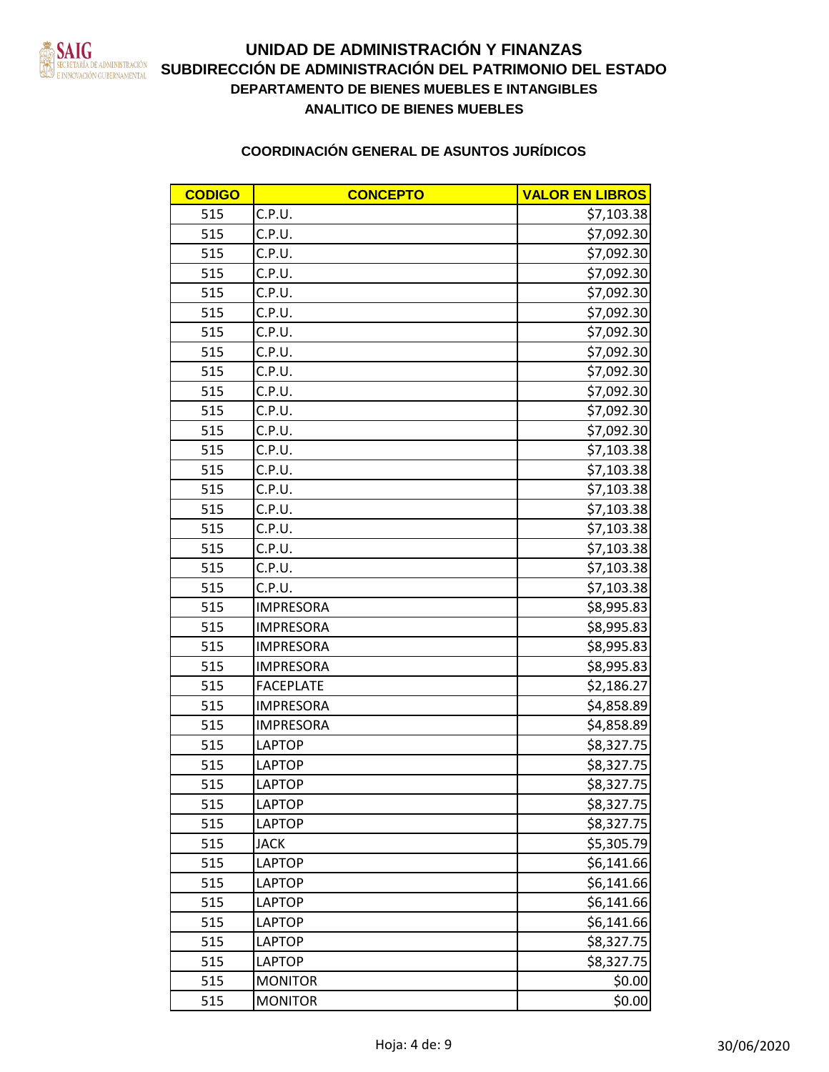# UNIDAD DE ADMINISTRACIÓN Y FINANZAS
## SUBDIRECCIÓN DE ADMINISTRACIÓN DEL PATRIMONIO DEL ESTADO
### DEPARTAMENTO DE BIENES MUEBLES E INTANGIBLES
### ANALITICO DE BIENES MUEBLES

**COORDINACIÓN GENERAL DE ASUNTOS JURÍDICOS**

| CODIGO | CONCEPTO | VALOR EN LIBROS |
|---|---|---|
| 515 | C.P.U. | $7,103.38 |
| 515 | C.P.U. | $7,092.30 |
| 515 | C.P.U. | $7,092.30 |
| 515 | C.P.U. | $7,092.30 |
| 515 | C.P.U. | $7,092.30 |
| 515 | C.P.U. | $7,092.30 |
| 515 | C.P.U. | $7,092.30 |
| 515 | C.P.U. | $7,092.30 |
| 515 | C.P.U. | $7,092.30 |
| 515 | C.P.U. | $7,092.30 |
| 515 | C.P.U. | $7,092.30 |
| 515 | C.P.U. | $7,092.30 |
| 515 | C.P.U. | $7,103.38 |
| 515 | C.P.U. | $7,103.38 |
| 515 | C.P.U. | $7,103.38 |
| 515 | C.P.U. | $7,103.38 |
| 515 | C.P.U. | $7,103.38 |
| 515 | C.P.U. | $7,103.38 |
| 515 | C.P.U. | $7,103.38 |
| 515 | C.P.U. | $7,103.38 |
| 515 | IMPRESORA | $8,995.83 |
| 515 | IMPRESORA | $8,995.83 |
| 515 | IMPRESORA | $8,995.83 |
| 515 | IMPRESORA | $8,995.83 |
| 515 | FACEPLATE | $2,186.27 |
| 515 | IMPRESORA | $4,858.89 |
| 515 | IMPRESORA | $4,858.89 |
| 515 | LAPTOP | $8,327.75 |
| 515 | LAPTOP | $8,327.75 |
| 515 | LAPTOP | $8,327.75 |
| 515 | LAPTOP | $8,327.75 |
| 515 | LAPTOP | $8,327.75 |
| 515 | JACK | $5,305.79 |
| 515 | LAPTOP | $6,141.66 |
| 515 | LAPTOP | $6,141.66 |
| 515 | LAPTOP | $6,141.66 |
| 515 | LAPTOP | $6,141.66 |
| 515 | LAPTOP | $8,327.75 |
| 515 | LAPTOP | $8,327.75 |
| 515 | MONITOR | $0.00 |
| 515 | MONITOR | $0.00 |

30/06/2020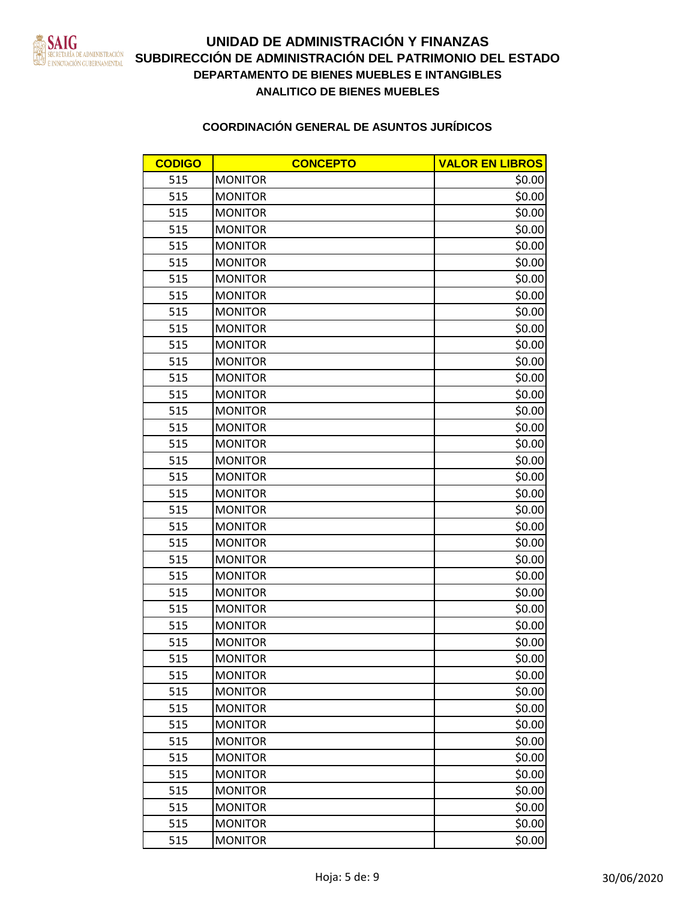# UNIDAD DE ADMINISTRACIÓN Y FINANZAS
## SUBDIRECCIÓN DE ADMINISTRACIÓN DEL PATRIMONIO DEL ESTADO
### DEPARTAMENTO DE BIENES MUEBLES E INTANGIBLES
### ANALITICO DE BIENES MUEBLES

### COORDINACIÓN GENERAL DE ASUNTOS JURÍDICOS

| CODIGO | CONCEPTO | VALOR EN LIBROS |
|---|---|---|
| 515 | MONITOR | $0.00 |
| 515 | MONITOR | $0.00 |
| 515 | MONITOR | $0.00 |
| 515 | MONITOR | $0.00 |
| 515 | MONITOR | $0.00 |
| 515 | MONITOR | $0.00 |
| 515 | MONITOR | $0.00 |
| 515 | MONITOR | $0.00 |
| 515 | MONITOR | $0.00 |
| 515 | MONITOR | $0.00 |
| 515 | MONITOR | $0.00 |
| 515 | MONITOR | $0.00 |
| 515 | MONITOR | $0.00 |
| 515 | MONITOR | $0.00 |
| 515 | MONITOR | $0.00 |
| 515 | MONITOR | $0.00 |
| 515 | MONITOR | $0.00 |
| 515 | MONITOR | $0.00 |
| 515 | MONITOR | $0.00 |
| 515 | MONITOR | $0.00 |
| 515 | MONITOR | $0.00 |
| 515 | MONITOR | $0.00 |
| 515 | MONITOR | $0.00 |
| 515 | MONITOR | $0.00 |
| 515 | MONITOR | $0.00 |
| 515 | MONITOR | $0.00 |
| 515 | MONITOR | $0.00 |
| 515 | MONITOR | $0.00 |
| 515 | MONITOR | $0.00 |
| 515 | MONITOR | $0.00 |
| 515 | MONITOR | $0.00 |
| 515 | MONITOR | $0.00 |
| 515 | MONITOR | $0.00 |
| 515 | MONITOR | $0.00 |
| 515 | MONITOR | $0.00 |
| 515 | MONITOR | $0.00 |
| 515 | MONITOR | $0.00 |
| 515 | MONITOR | $0.00 |
| 515 | MONITOR | $0.00 |
| 515 | MONITOR | $0.00 |

30/06/2020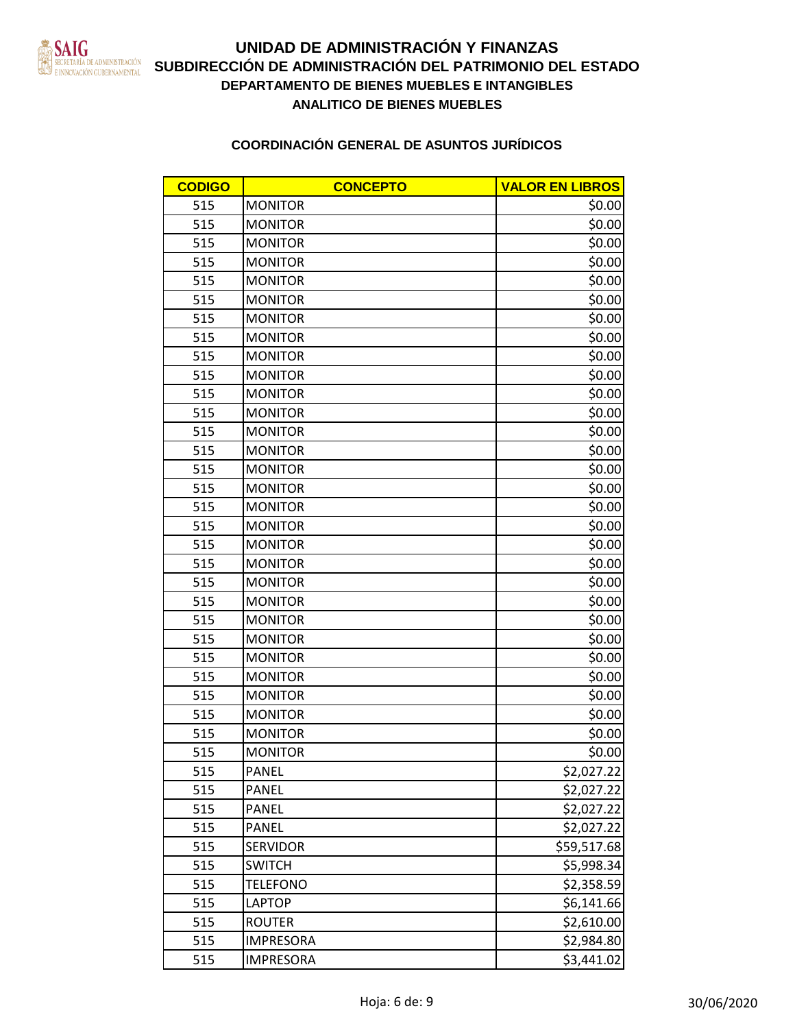# UNIDAD DE ADMINISTRACIÓN Y FINANZAS
## SUBDIRECCIÓN DE ADMINISTRACIÓN DEL PATRIMONIO DEL ESTADO
### DEPARTAMENTO DE BIENES MUEBLES E INTANGIBLES
### ANALITICO DE BIENES MUEBLES

**COORDINACIÓN GENERAL DE ASUNTOS JURÍDICOS**

| CODIGO | CONCEPTO | VALOR EN LIBROS |
|---|---|---|
| 515 | MONITOR | $0.00 |
| 515 | MONITOR | $0.00 |
| 515 | MONITOR | $0.00 |
| 515 | MONITOR | $0.00 |
| 515 | MONITOR | $0.00 |
| 515 | MONITOR | $0.00 |
| 515 | MONITOR | $0.00 |
| 515 | MONITOR | $0.00 |
| 515 | MONITOR | $0.00 |
| 515 | MONITOR | $0.00 |
| 515 | MONITOR | $0.00 |
| 515 | MONITOR | $0.00 |
| 515 | MONITOR | $0.00 |
| 515 | MONITOR | $0.00 |
| 515 | MONITOR | $0.00 |
| 515 | MONITOR | $0.00 |
| 515 | MONITOR | $0.00 |
| 515 | MONITOR | $0.00 |
| 515 | MONITOR | $0.00 |
| 515 | MONITOR | $0.00 |
| 515 | MONITOR | $0.00 |
| 515 | MONITOR | $0.00 |
| 515 | MONITOR | $0.00 |
| 515 | MONITOR | $0.00 |
| 515 | MONITOR | $0.00 |
| 515 | MONITOR | $0.00 |
| 515 | MONITOR | $0.00 |
| 515 | MONITOR | $0.00 |
| 515 | MONITOR | $0.00 |
| 515 | MONITOR | $0.00 |
| 515 | PANEL | $2,027.22 |
| 515 | PANEL | $2,027.22 |
| 515 | PANEL | $2,027.22 |
| 515 | PANEL | $2,027.22 |
| 515 | SERVIDOR | $59,517.68 |
| 515 | SWITCH | $5,998.34 |
| 515 | TELEFONO | $2,358.59 |
| 515 | LAPTOP | $6,141.66 |
| 515 | ROUTER | $2,610.00 |
| 515 | IMPRESORA | $2,984.80 |
| 515 | IMPRESORA | $3,441.02 |

30/06/2020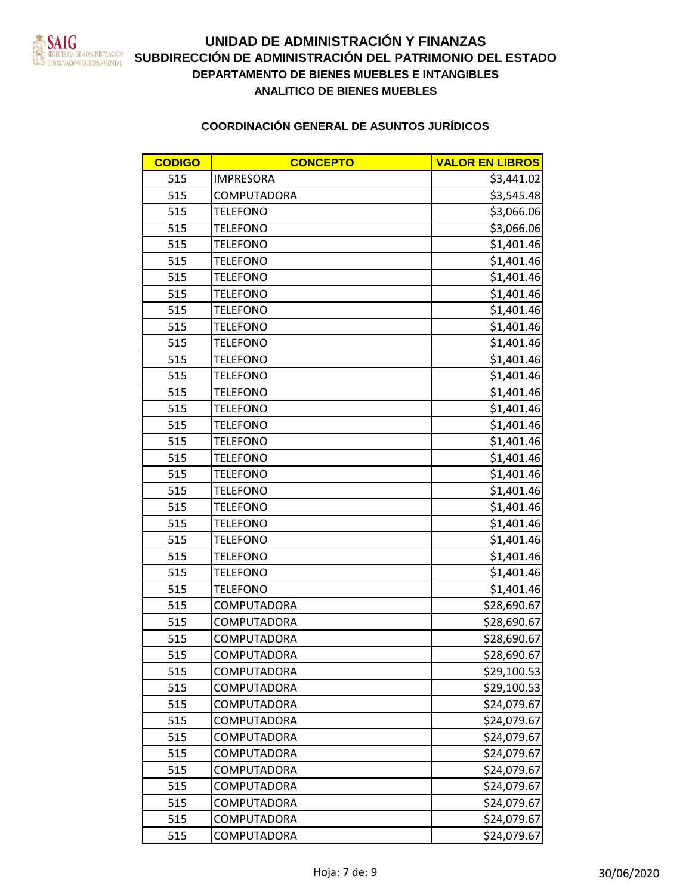# UNIDAD DE ADMINISTRACIÓN Y FINANZAS
## SUBDIRECCIÓN DE ADMINISTRACIÓN DEL PATRIMONIO DEL ESTADO
### DEPARTAMENTO DE BIENES MUEBLES E INTANGIBLES
### ANALITICO DE BIENES MUEBLES

### COORDINACIÓN GENERAL DE ASUNTOS JURÍDICOS

| CODIGO | CONCEPTO | VALOR EN LIBROS |
|---|---|---|
| 515 | IMPRESORA | $3,441.02 |
| 515 | COMPUTADORA | $3,545.48 |
| 515 | TELEFONO | $3,066.06 |
| 515 | TELEFONO | $3,066.06 |
| 515 | TELEFONO | $1,401.46 |
| 515 | TELEFONO | $1,401.46 |
| 515 | TELEFONO | $1,401.46 |
| 515 | TELEFONO | $1,401.46 |
| 515 | TELEFONO | $1,401.46 |
| 515 | TELEFONO | $1,401.46 |
| 515 | TELEFONO | $1,401.46 |
| 515 | TELEFONO | $1,401.46 |
| 515 | TELEFONO | $1,401.46 |
| 515 | TELEFONO | $1,401.46 |
| 515 | TELEFONO | $1,401.46 |
| 515 | TELEFONO | $1,401.46 |
| 515 | TELEFONO | $1,401.46 |
| 515 | TELEFONO | $1,401.46 |
| 515 | TELEFONO | $1,401.46 |
| 515 | TELEFONO | $1,401.46 |
| 515 | TELEFONO | $1,401.46 |
| 515 | TELEFONO | $1,401.46 |
| 515 | TELEFONO | $1,401.46 |
| 515 | TELEFONO | $1,401.46 |
| 515 | TELEFONO | $1,401.46 |
| 515 | TELEFONO | $1,401.46 |
| 515 | COMPUTADORA | $28,690.67 |
| 515 | COMPUTADORA | $28,690.67 |
| 515 | COMPUTADORA | $28,690.67 |
| 515 | COMPUTADORA | $28,690.67 |
| 515 | COMPUTADORA | $29,100.53 |
| 515 | COMPUTADORA | $29,100.53 |
| 515 | COMPUTADORA | $24,079.67 |
| 515 | COMPUTADORA | $24,079.67 |
| 515 | COMPUTADORA | $24,079.67 |
| 515 | COMPUTADORA | $24,079.67 |
| 515 | COMPUTADORA | $24,079.67 |
| 515 | COMPUTADORA | $24,079.67 |
| 515 | COMPUTADORA | $24,079.67 |
| 515 | COMPUTADORA | $24,079.67 |
| 515 | COMPUTADORA | $24,079.67 |

30/06/2020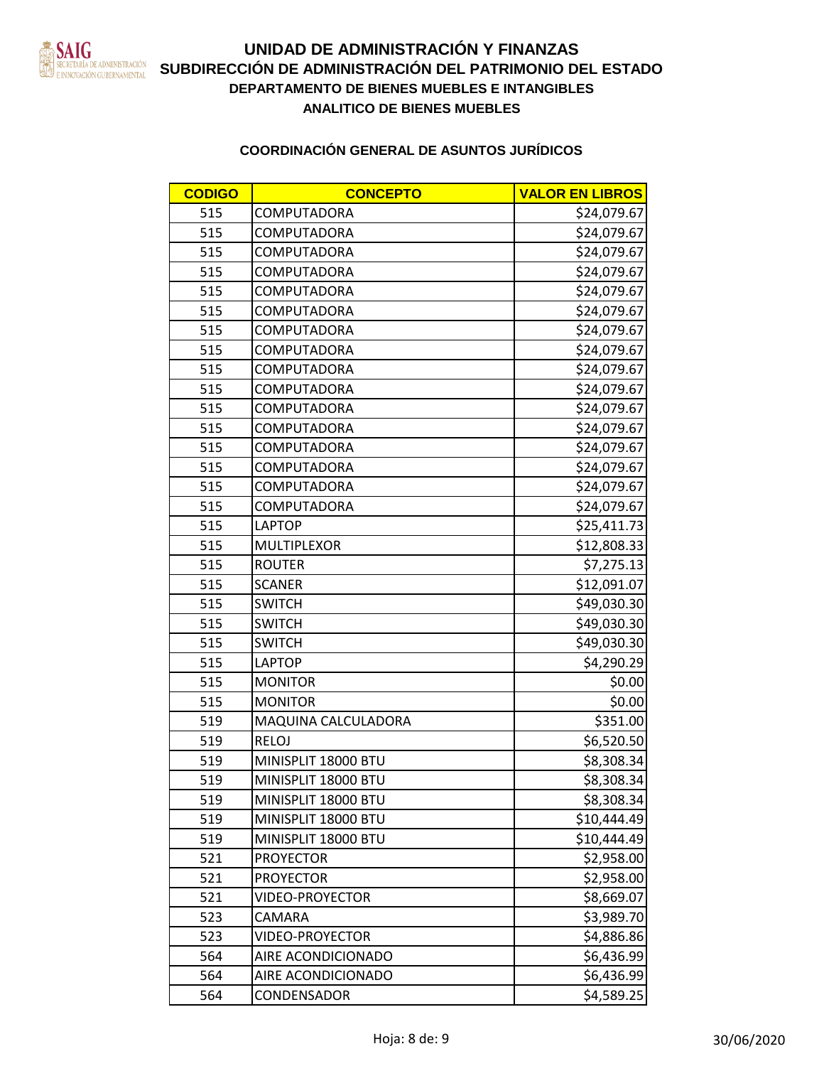# UNIDAD DE ADMINISTRACIÓN Y FINANZAS

## SUBDIRECCIÓN DE ADMINISTRACIÓN DEL PATRIMONIO DEL ESTADO

### DEPARTAMENTO DE BIENES MUEBLES E INTANGIBLES

### ANALITICO DE BIENES MUEBLES

### COORDINACIÓN GENERAL DE ASUNTOS JURÍDICOS

| CODIGO | CONCEPTO | VALOR EN LIBROS |
|---|---|---|
| 515 | COMPUTADORA | $24,079.67 |
| 515 | COMPUTADORA | $24,079.67 |
| 515 | COMPUTADORA | $24,079.67 |
| 515 | COMPUTADORA | $24,079.67 |
| 515 | COMPUTADORA | $24,079.67 |
| 515 | COMPUTADORA | $24,079.67 |
| 515 | COMPUTADORA | $24,079.67 |
| 515 | COMPUTADORA | $24,079.67 |
| 515 | COMPUTADORA | $24,079.67 |
| 515 | COMPUTADORA | $24,079.67 |
| 515 | COMPUTADORA | $24,079.67 |
| 515 | COMPUTADORA | $24,079.67 |
| 515 | COMPUTADORA | $24,079.67 |
| 515 | COMPUTADORA | $24,079.67 |
| 515 | COMPUTADORA | $24,079.67 |
| 515 | COMPUTADORA | $24,079.67 |
| 515 | LAPTOP | $25,411.73 |
| 515 | MULTIPLEXOR | $12,808.33 |
| 515 | ROUTER | $7,275.13 |
| 515 | SCANER | $12,091.07 |
| 515 | SWITCH | $49,030.30 |
| 515 | SWITCH | $49,030.30 |
| 515 | SWITCH | $49,030.30 |
| 515 | LAPTOP | $4,290.29 |
| 515 | MONITOR | $0.00 |
| 515 | MONITOR | $0.00 |
| 519 | MAQUINA CALCULADORA | $351.00 |
| 519 | RELOJ | $6,520.50 |
| 519 | MINISPLIT 18000 BTU | $8,308.34 |
| 519 | MINISPLIT 18000 BTU | $8,308.34 |
| 519 | MINISPLIT 18000 BTU | $8,308.34 |
| 519 | MINISPLIT 18000 BTU | $10,444.49 |
| 519 | MINISPLIT 18000 BTU | $10,444.49 |
| 521 | PROYECTOR | $2,958.00 |
| 521 | PROYECTOR | $2,958.00 |
| 521 | VIDEO-PROYECTOR | $8,669.07 |
| 523 | CAMARA | $3,989.70 |
| 523 | VIDEO-PROYECTOR | $4,886.86 |
| 564 | AIRE ACONDICIONADO | $6,436.99 |
| 564 | AIRE ACONDICIONADO | $6,436.99 |
| 564 | CONDENSADOR | $4,589.25 |

30/06/2020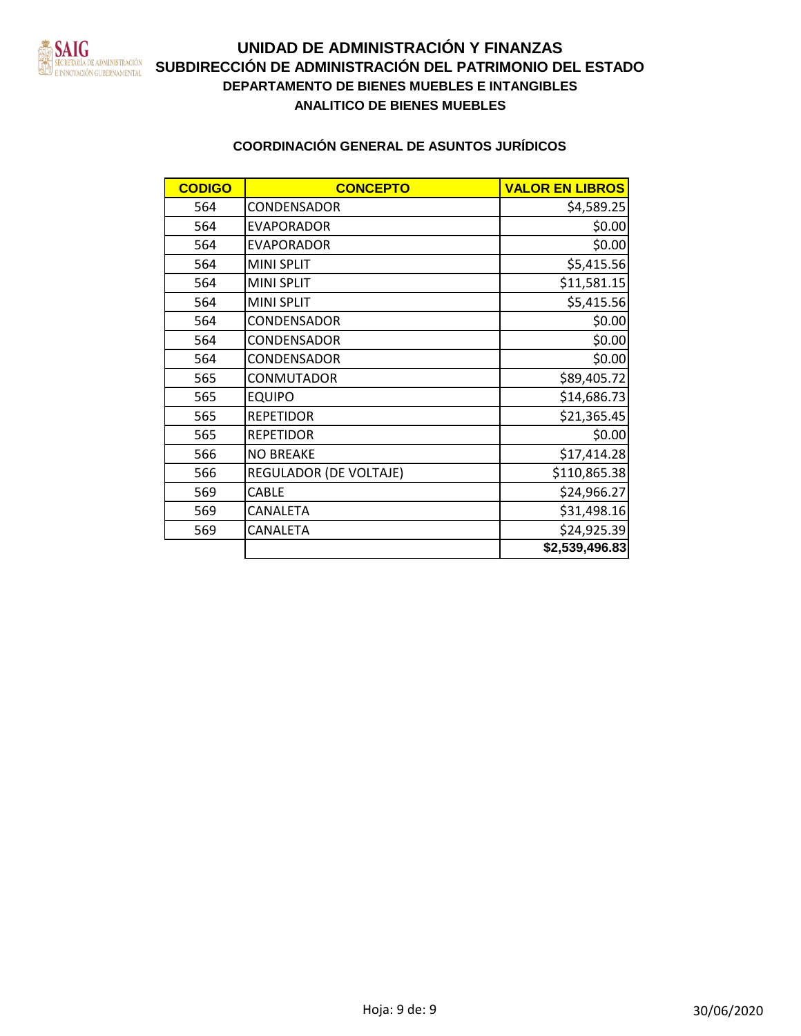# UNIDAD DE ADMINISTRACIÓN Y FINANZAS

## SUBDIRECCIÓN DE ADMINISTRACIÓN DEL PATRIMONIO DEL ESTADO

### DEPARTAMENTO DE BIENES MUEBLES E INTANGIBLES

### ANALITICO DE BIENES MUEBLES

### COORDINACIÓN GENERAL DE ASUNTOS JURÍDICOS

| CODIGO | CONCEPTO | VALOR EN LIBROS |
|---|---|---|
| 564 | CONDENSADOR | $4,589.25 |
| 564 | EVAPORADOR | $0.00 |
| 564 | EVAPORADOR | $0.00 |
| 564 | MINI SPLIT | $5,415.56 |
| 564 | MINI SPLIT | $11,581.15 |
| 564 | MINI SPLIT | $5,415.56 |
| 564 | CONDENSADOR | $0.00 |
| 564 | CONDENSADOR | $0.00 |
| 564 | CONDENSADOR | $0.00 |
| 565 | CONMUTADOR | $89,405.72 |
| 565 | EQUIPO | $14,686.73 |
| 565 | REPETIDOR | $21,365.45 |
| 565 | REPETIDOR | $0.00 |
| 566 | NO BREAKE | $17,414.28 |
| 566 | REGULADOR (DE VOLTAJE) | $110,865.38 |
| 569 | CABLE | $24,966.27 |
| 569 | CANALETA | $31,498.16 |
| 569 | CANALETA | $24,925.39 |
| | | **$2,539,496.83** |

30/06/2020